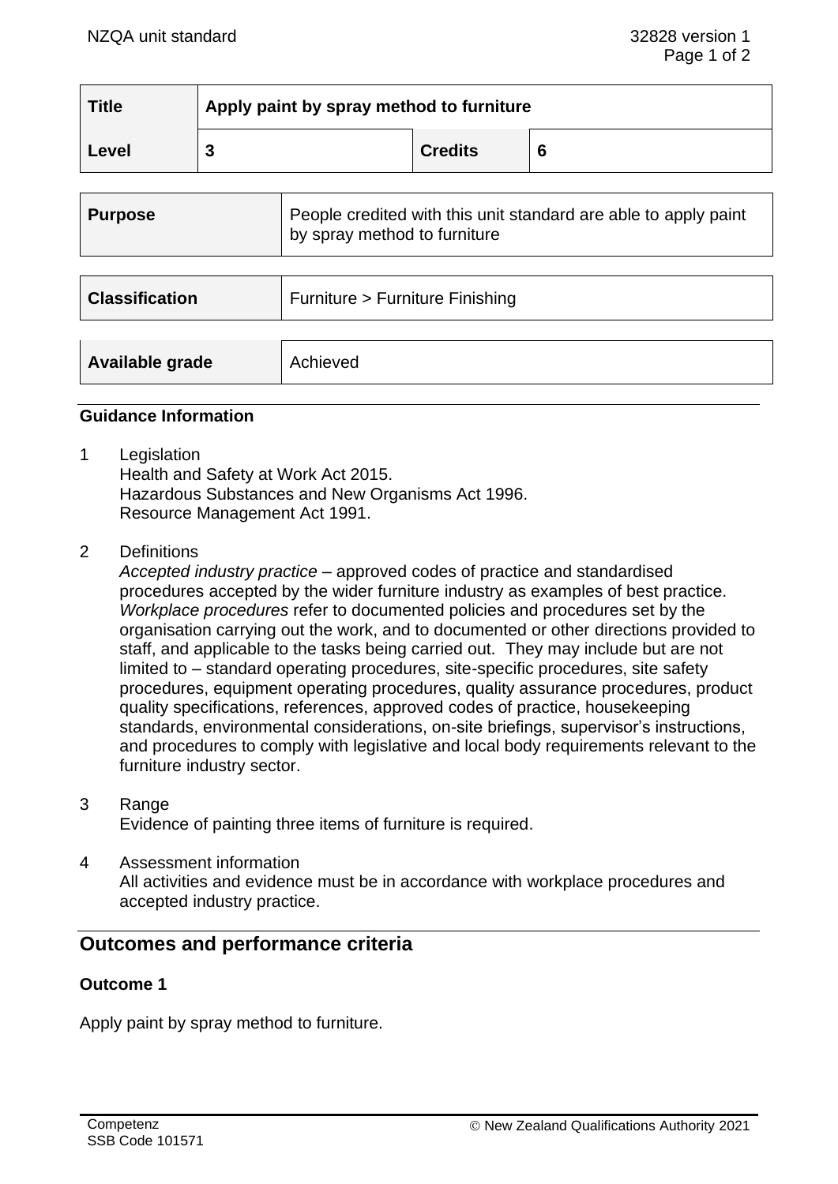| | | | |
|---|---|---|---|
| **Title** | **Apply paint by spray method to furniture** | | |
| **Level** | **3** | **Credits** | **6** |

| | |
|---|---|
| **Purpose** | People credited with this unit standard are able to apply paint by spray method to furniture |

| | |
|---|---|
| **Classification** | Furniture > Furniture Finishing |

| | |
|---|---|
| **Available grade** | Achieved |

## Guidance Information

1 Legislation
Health and Safety at Work Act 2015.
Hazardous Substances and New Organisms Act 1996.
Resource Management Act 1991.

2 Definitions
*Accepted industry practice* – approved codes of practice and standardised procedures accepted by the wider furniture industry as examples of best practice.
*Workplace procedures* refer to documented policies and procedures set by the organisation carrying out the work, and to documented or other directions provided to staff, and applicable to the tasks being carried out. They may include but are not limited to – standard operating procedures, site-specific procedures, site safety procedures, equipment operating procedures, quality assurance procedures, product quality specifications, references, approved codes of practice, housekeeping standards, environmental considerations, on-site briefings, supervisor's instructions, and procedures to comply with legislative and local body requirements relevant to the furniture industry sector.

3 Range
Evidence of painting three items of furniture is required.

4 Assessment information
All activities and evidence must be in accordance with workplace procedures and accepted industry practice.

# Outcomes and performance criteria

## Outcome 1

Apply paint by spray method to furniture.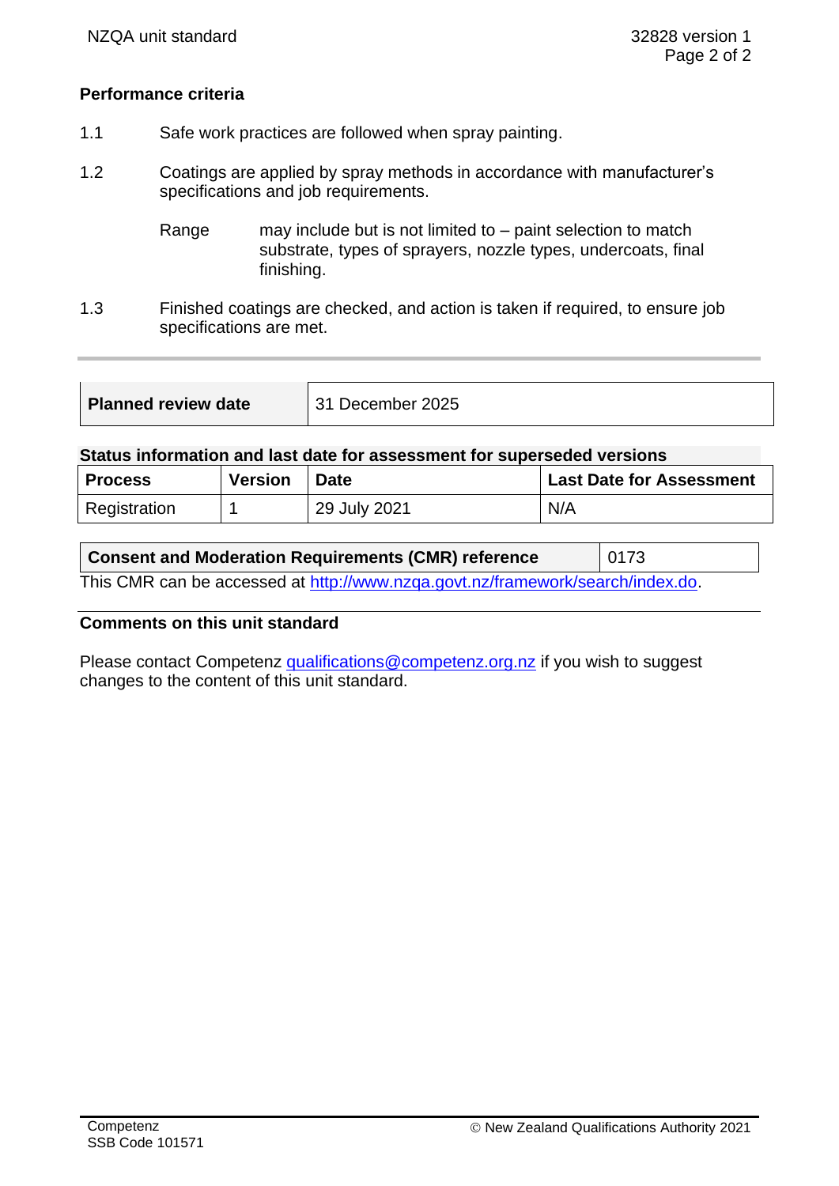**Performance criteria**

1.1 Safe work practices are followed when spray painting.

1.2 Coatings are applied by spray methods in accordance with manufacturer's specifications and job requirements.

Range may include but is not limited to – paint selection to match substrate, types of sprayers, nozzle types, undercoats, final finishing.

1.3 Finished coatings are checked, and action is taken if required, to ensure job specifications are met.

| | |
|---|---|
| **Planned review date** | 31 December 2025 |

**Status information and last date for assessment for superseded versions**

| Process | Version | Date | Last Date for Assessment |
|---|---|---|---|
| Registration | 1 | 29 July 2021 | N/A |

| | |
|---|---|
| **Consent and Moderation Requirements (CMR) reference** | 0173 |

This CMR can be accessed at http://www.nzqa.govt.nz/framework/search/index.do.

**Comments on this unit standard**

Please contact Competenz qualifications@competenz.org.nz if you wish to suggest changes to the content of this unit standard.